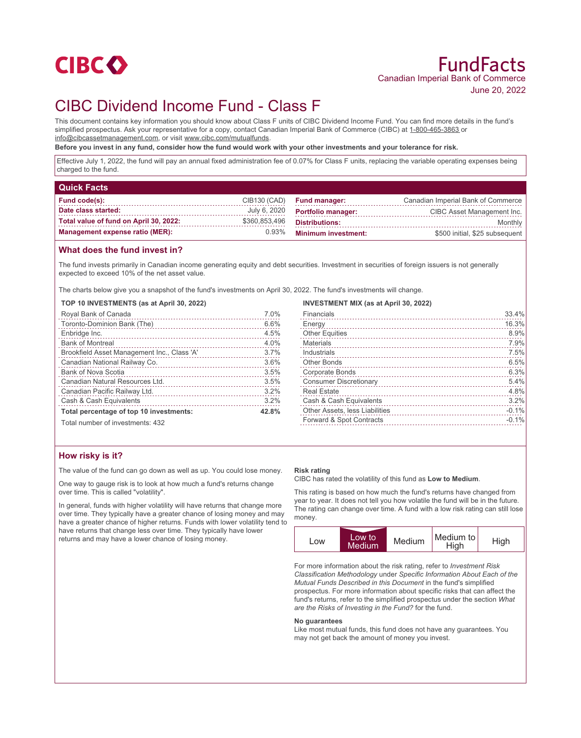CIBC

# FundFacts

Canadian Imperial Bank of Commerce

June 20, 2022

# CIBC Dividend Income Fund - Class F

This document contains key information you should know about Class F units of CIBC Dividend Income Fund. You can find more details in the fund's simplified prospectus. Ask your representative for a copy, contact Canadian Imperial Bank of Commerce (CIBC) at 1-800-465-3863 or info@cibcassetmanagement.com, or visit www.cibc.com/mutualfunds.

**Before you invest in any fund, consider how the fund would work with your other investments and your tolerance for risk.**

Effective July 1, 2022, the fund will pay an annual fixed administration fee of 0.07% for Class F units, replacing the variable operating expenses being charged to the fund.

## Quick Facts

| | | | |
|---|---|---|---|
| **Fund code(s):** | CIB130 (CAD) | **Fund manager:** | Canadian Imperial Bank of Commerce |
| **Date class started:** | July 6, 2020 | **Portfolio manager:** | CIBC Asset Management Inc. |
| **Total value of fund on April 30, 2022:** | $360,853,496 | **Distributions:** | Monthly |
| **Management expense ratio (MER):** | 0.93% | **Minimum investment:** | $500 initial, $25 subsequent |

## What does the fund invest in?

The fund invests primarily in Canadian income generating equity and debt securities. Investment in securities of foreign issuers is not generally expected to exceed 10% of the net asset value.

The charts below give you a snapshot of the fund's investments on April 30, 2022. The fund's investments will change.

**TOP 10 INVESTMENTS (as at April 30, 2022)**

| | |
|---|---|
| Royal Bank of Canada | 7.0% |
| Toronto-Dominion Bank (The) | 6.6% |
| Enbridge Inc. | 4.5% |
| Bank of Montreal | 4.0% |
| Brookfield Asset Management Inc., Class 'A' | 3.7% |
| Canadian National Railway Co. | 3.6% |
| Bank of Nova Scotia | 3.5% |
| Canadian Natural Resources Ltd. | 3.5% |
| Canadian Pacific Railway Ltd. | 3.2% |
| Cash & Cash Equivalents | 3.2% |
| **Total percentage of top 10 investments:** | **42.8%** |

Total number of investments: 432

**INVESTMENT MIX (as at April 30, 2022)**

| | |
|---|---|
| Financials | 33.4% |
| Energy | 16.3% |
| Other Equities | 8.9% |
| Materials | 7.9% |
| Industrials | 7.5% |
| Other Bonds | 6.5% |
| Corporate Bonds | 6.3% |
| Consumer Discretionary | 5.4% |
| Real Estate | 4.8% |
| Cash & Cash Equivalents | 3.2% |
| Other Assets, less Liabilities | -0.1% |
| Forward & Spot Contracts | -0.1% |

## How risky is it?

The value of the fund can go down as well as up. You could lose money.

One way to gauge risk is to look at how much a fund's returns change over time. This is called "volatility".

In general, funds with higher volatility will have returns that change more over time. They typically have a greater chance of losing money and may have a greater chance of higher returns. Funds with lower volatility tend to have returns that change less over time. They typically have lower returns and may have a lower chance of losing money.

**Risk rating**

CIBC has rated the volatility of this fund as **Low to Medium**.

This rating is based on how much the fund's returns have changed from year to year. It does not tell you how volatile the fund will be in the future. The rating can change over time. A fund with a low risk rating can still lose money.

| Low | **Low to Medium** | Medium | Medium to High | High |
|---|---|---|---|---|

For more information about the risk rating, refer to *Investment Risk Classification Methodology* under *Specific Information About Each of the Mutual Funds Described in this Document* in the fund's simplified prospectus. For more information about specific risks that can affect the fund's returns, refer to the simplified prospectus under the section *What are the Risks of Investing in the Fund?* for the fund.

**No guarantees**

Like most mutual funds, this fund does not have any guarantees. You may not get back the amount of money you invest.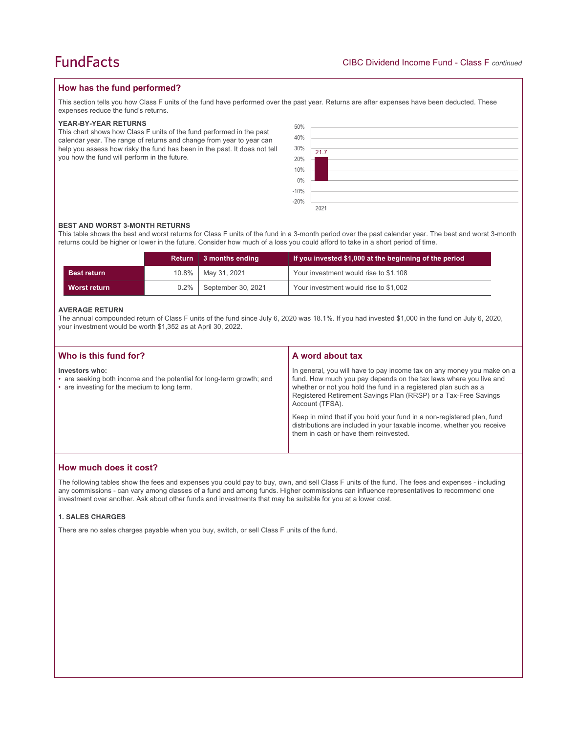## How has the fund performed?

This section tells you how Class F units of the fund have performed over the past year. Returns are after expenses have been deducted. These expenses reduce the fund's returns.

### YEAR-BY-YEAR RETURNS

This chart shows how Class F units of the fund performed in the past calendar year. The range of returns and change from year to year can help you assess how risky the fund has been in the past. It does not tell you how the fund will perform in the future.

| Year | Return (%) |
| --- | --- |
| 2021 | 21.7 |

### BEST AND WORST 3-MONTH RETURNS

This table shows the best and worst returns for Class F units of the fund in a 3-month period over the past calendar year. The best and worst 3-month returns could be higher or lower in the future. Consider how much of a loss you could afford to take in a short period of time.

| | Return | 3 months ending | If you invested $1,000 at the beginning of the period |
| --- | --- | --- | --- |
| **Best return** | 10.8% | May 31, 2021 | Your investment would rise to $1,108 |
| **Worst return** | 0.2% | September 30, 2021 | Your investment would rise to $1,002 |

### AVERAGE RETURN

The annual compounded return of Class F units of the fund since July 6, 2020 was 18.1%. If you had invested $1,000 in the fund on July 6, 2020, your investment would be worth $1,352 as at April 30, 2022.

## Who is this fund for?

**Investors who:**

- are seeking both income and the potential for long-term growth; and
- are investing for the medium to long term.

## A word about tax

In general, you will have to pay income tax on any money you make on a fund. How much you pay depends on the tax laws where you live and whether or not you hold the fund in a registered plan such as a Registered Retirement Savings Plan (RRSP) or a Tax-Free Savings Account (TFSA).

Keep in mind that if you hold your fund in a non-registered plan, fund distributions are included in your taxable income, whether you receive them in cash or have them reinvested.

## How much does it cost?

The following tables show the fees and expenses you could pay to buy, own, and sell Class F units of the fund. The fees and expenses - including any commissions - can vary among classes of a fund and among funds. Higher commissions can influence representatives to recommend one investment over another. Ask about other funds and investments that may be suitable for you at a lower cost.

### 1. SALES CHARGES

There are no sales charges payable when you buy, switch, or sell Class F units of the fund.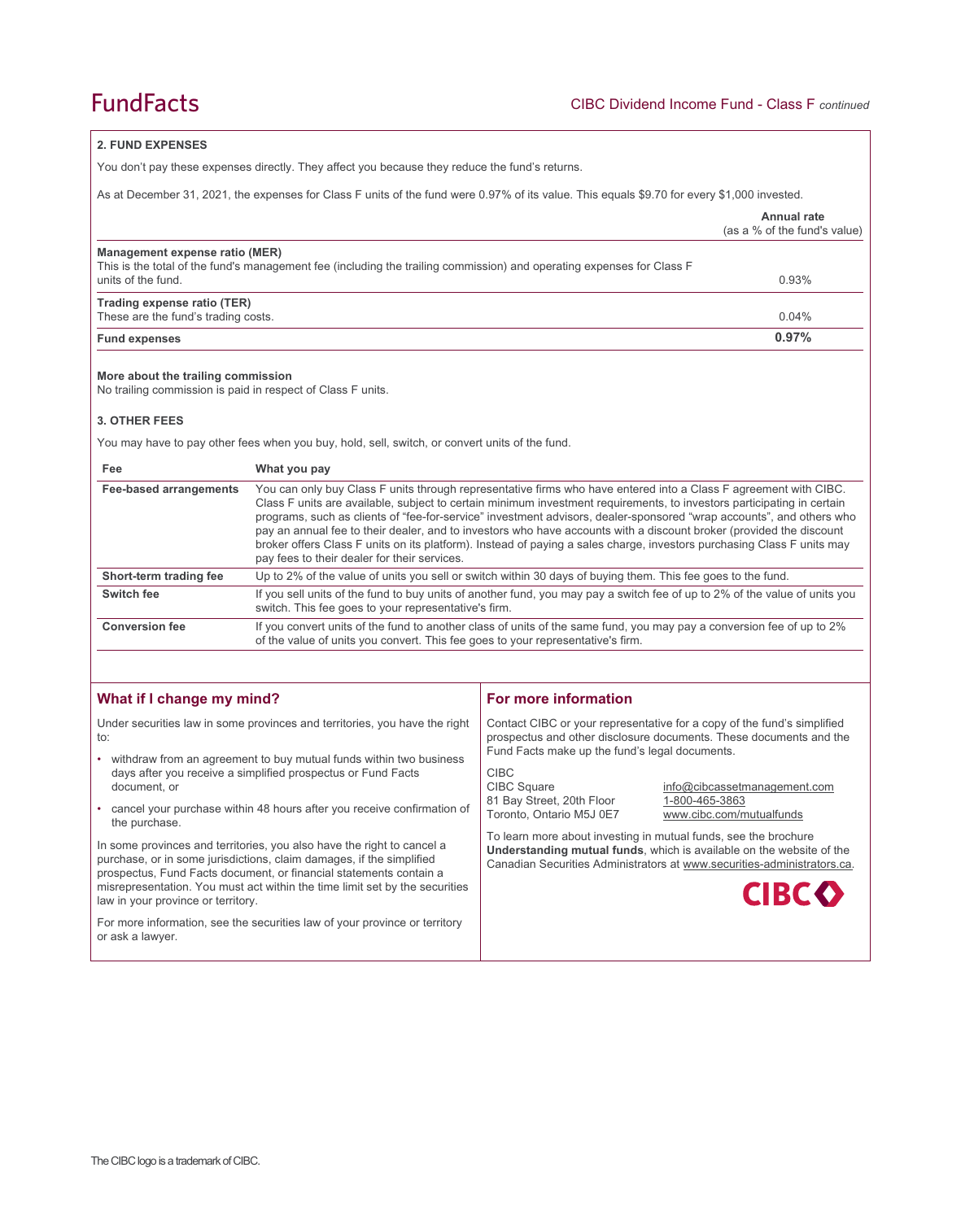### 2. FUND EXPENSES

You don't pay these expenses directly. They affect you because they reduce the fund's returns.

As at December 31, 2021, the expenses for Class F units of the fund were 0.97% of its value. This equals $9.70 for every $1,000 invested.

| | Annual rate (as a % of the fund's value) |
|---|---|
| **Management expense ratio (MER)** This is the total of the fund's management fee (including the trailing commission) and operating expenses for Class F units of the fund. | 0.93% |
| **Trading expense ratio (TER)** These are the fund's trading costs. | 0.04% |
| **Fund expenses** | **0.97%** |

**More about the trailing commission**
No trailing commission is paid in respect of Class F units.

### 3. OTHER FEES

You may have to pay other fees when you buy, hold, sell, switch, or convert units of the fund.

| Fee | What you pay |
|---|---|
| **Fee-based arrangements** | You can only buy Class F units through representative firms who have entered into a Class F agreement with CIBC. Class F units are available, subject to certain minimum investment requirements, to investors participating in certain programs, such as clients of "fee-for-service" investment advisors, dealer-sponsored "wrap accounts", and others who pay an annual fee to their dealer, and to investors who have accounts with a discount broker (provided the discount broker offers Class F units on its platform). Instead of paying a sales charge, investors purchasing Class F units may pay fees to their dealer for their services. |
| **Short-term trading fee** | Up to 2% of the value of units you sell or switch within 30 days of buying them. This fee goes to the fund. |
| **Switch fee** | If you sell units of the fund to buy units of another fund, you may pay a switch fee of up to 2% of the value of units you switch. This fee goes to your representative's firm. |
| **Conversion fee** | If you convert units of the fund to another class of units of the same fund, you may pay a conversion fee of up to 2% of the value of units you convert. This fee goes to your representative's firm. |

## What if I change my mind?

Under securities law in some provinces and territories, you have the right to:

- withdraw from an agreement to buy mutual funds within two business days after you receive a simplified prospectus or Fund Facts document, or
- cancel your purchase within 48 hours after you receive confirmation of the purchase.

In some provinces and territories, you also have the right to cancel a purchase, or in some jurisdictions, claim damages, if the simplified prospectus, Fund Facts document, or financial statements contain a misrepresentation. You must act within the time limit set by the securities law in your province or territory.

For more information, see the securities law of your province or territory or ask a lawyer.

## For more information

Contact CIBC or your representative for a copy of the fund's simplified prospectus and other disclosure documents. These documents and the Fund Facts make up the fund's legal documents.

CIBC
CIBC Square
81 Bay Street, 20th Floor
Toronto, Ontario M5J 0E7

info@cibcassetmanagement.com
1-800-465-3863
www.cibc.com/mutualfunds

To learn more about investing in mutual funds, see the brochure **Understanding mutual funds**, which is available on the website of the Canadian Securities Administrators at www.securities-administrators.ca.

CIBC

The CIBC logo is a trademark of CIBC.